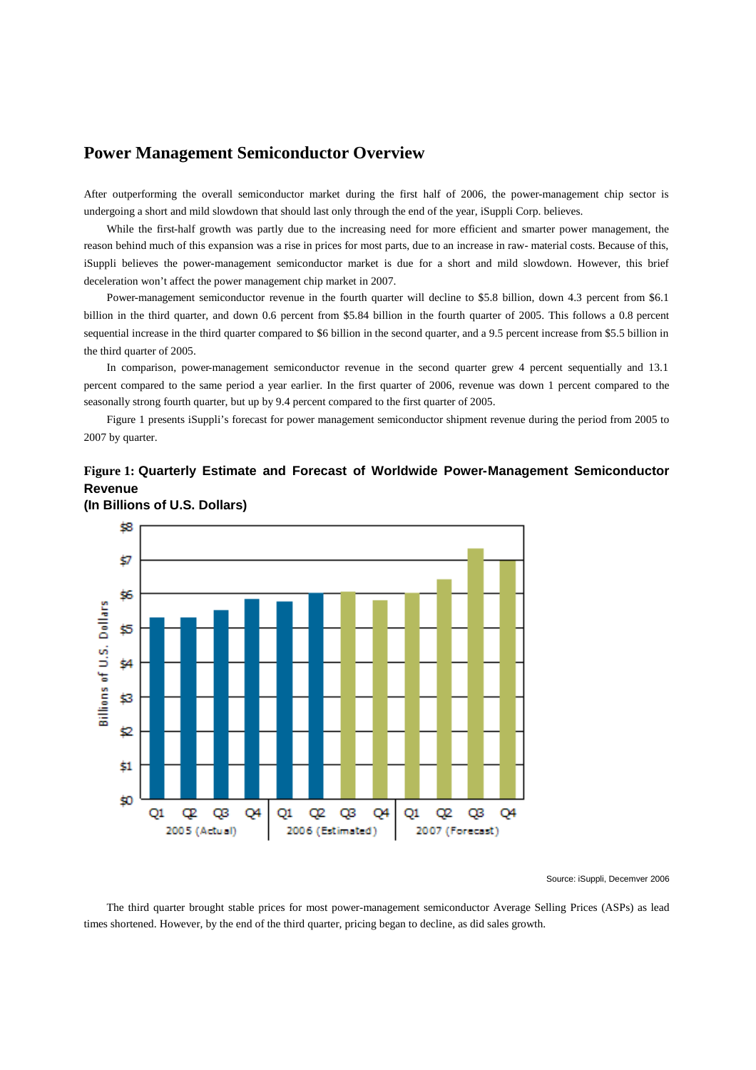# Power Management Semiconductor Overview

After outperforming the overall semiconductor market during the first half of 2006, the power-management chip sector is undergoing a short and mild slowdown that should last only through the end of the year, iSuppli Corp. believes.

While the first-half growth was partly due to the increasing need for more efficient and smarter power management, the reason behind much of this expansion was a rise in prices for most parts, due to an increase in raw- material costs. Because of this, iSuppli believes the power-management semiconductor market is due for a short and mild slowdown. However, this brief deceleration won't affect the power management chip market in 2007.

Power-management semiconductor revenue in the fourth quarter will decline to $5.8 billion, down 4.3 percent from $6.1 billion in the third quarter, and down 0.6 percent from $5.84 billion in the fourth quarter of 2005. This follows a 0.8 percent sequential increase in the third quarter compared to $6 billion in the second quarter, and a 9.5 percent increase from $5.5 billion in the third quarter of 2005.

In comparison, power-management semiconductor revenue in the second quarter grew 4 percent sequentially and 13.1 percent compared to the same period a year earlier. In the first quarter of 2006, revenue was down 1 percent compared to the seasonally strong fourth quarter, but up by 9.4 percent compared to the first quarter of 2005.

Figure 1 presents iSuppli's forecast for power management semiconductor shipment revenue during the period from 2005 to 2007 by quarter.

**Figure 1: Quarterly Estimate and Forecast of Worldwide Power-Management Semiconductor Revenue (In Billions of U.S. Dollars)**

Source: iSuppli, Decemver 2006

The third quarter brought stable prices for most power-management semiconductor Average Selling Prices (ASPs) as lead times shortened. However, by the end of the third quarter, pricing began to decline, as did sales growth.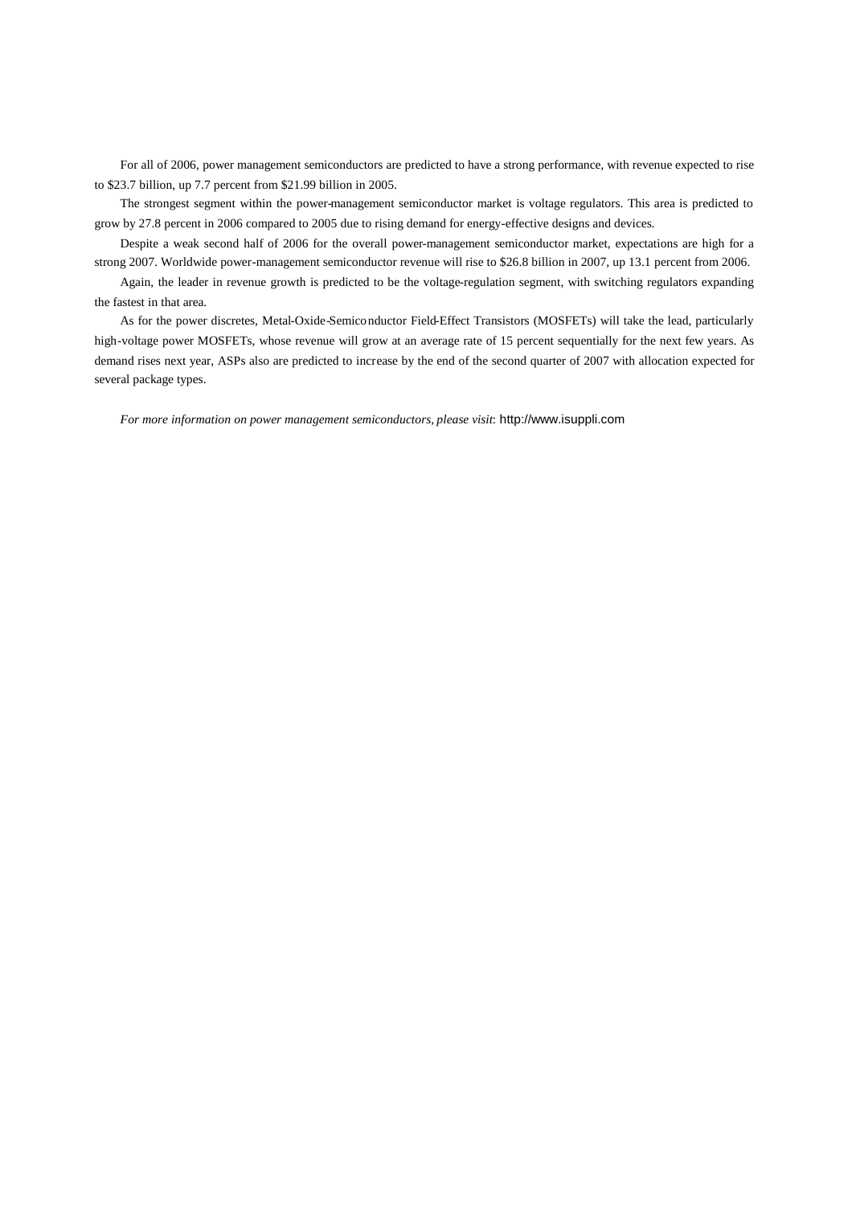For all of 2006, power management semiconductors are predicted to have a strong performance, with revenue expected to rise to $23.7 billion, up 7.7 percent from $21.99 billion in 2005.

The strongest segment within the power-management semiconductor market is voltage regulators. This area is predicted to grow by 27.8 percent in 2006 compared to 2005 due to rising demand for energy-effective designs and devices.

Despite a weak second half of 2006 for the overall power-management semiconductor market, expectations are high for a strong 2007. Worldwide power-management semiconductor revenue will rise to $26.8 billion in 2007, up 13.1 percent from 2006.

Again, the leader in revenue growth is predicted to be the voltage-regulation segment, with switching regulators expanding the fastest in that area.

As for the power discretes, Metal-Oxide-Semiconductor Field-Effect Transistors (MOSFETs) will take the lead, particularly high-voltage power MOSFETs, whose revenue will grow at an average rate of 15 percent sequentially for the next few years. As demand rises next year, ASPs also are predicted to increase by the end of the second quarter of 2007 with allocation expected for several package types.

*For more information on power management semiconductors, please visit*: http://www.isuppli.com